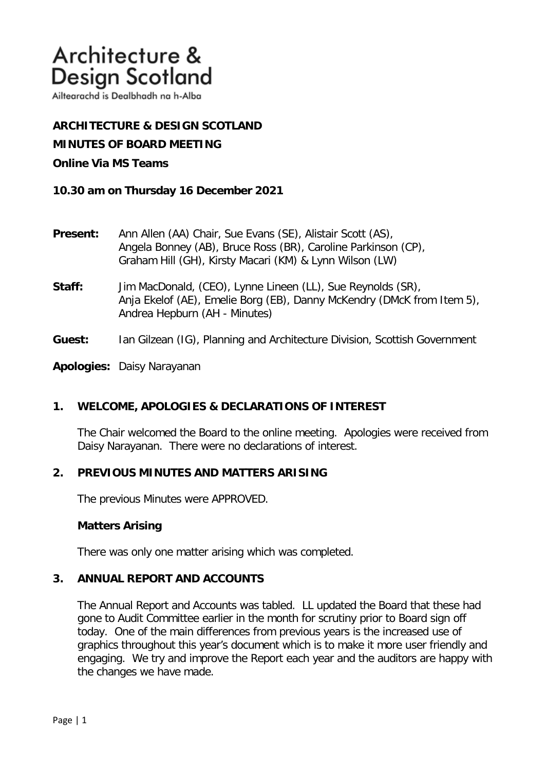# Architecture & Design Scotland

Ailtearachd is Dealbhadh na h-Alba

**ARCHITECTURE & DESIGN SCOTLAND**

**MINUTES OF BOARD MEETING**

**Online Via MS Teams**

**10.30 am on Thursday 16 December 2021**

**Present:** Ann Allen (AA) Chair, Sue Evans (SE), Alistair Scott (AS), Angela Bonney (AB), Bruce Ross (BR), Caroline Parkinson (CP), Graham Hill (GH), Kirsty Macari (KM) & Lynn Wilson (LW)

**Staff:** Jim MacDonald, (CEO), Lynne Lineen (LL), Sue Reynolds (SR), Anja Ekelof (AE), Emelie Borg (EB), Danny McKendry (DMcK from Item 5), Andrea Hepburn (AH - Minutes)

**Guest:** Ian Gilzean (IG), Planning and Architecture Division, Scottish Government

**Apologies:** Daisy Narayanan

## 1. WELCOME, APOLOGIES & DECLARATIONS OF INTEREST

The Chair welcomed the Board to the online meeting. Apologies were received from Daisy Narayanan. There were no declarations of interest.

## 2. PREVIOUS MINUTES AND MATTERS ARISING

The previous Minutes were APPROVED.

### Matters Arising

There was only one matter arising which was completed.

## 3. ANNUAL REPORT AND ACCOUNTS

The Annual Report and Accounts was tabled. LL updated the Board that these had gone to Audit Committee earlier in the month for scrutiny prior to Board sign off today. One of the main differences from previous years is the increased use of graphics throughout this year's document which is to make it more user friendly and engaging. We try and improve the Report each year and the auditors are happy with the changes we have made.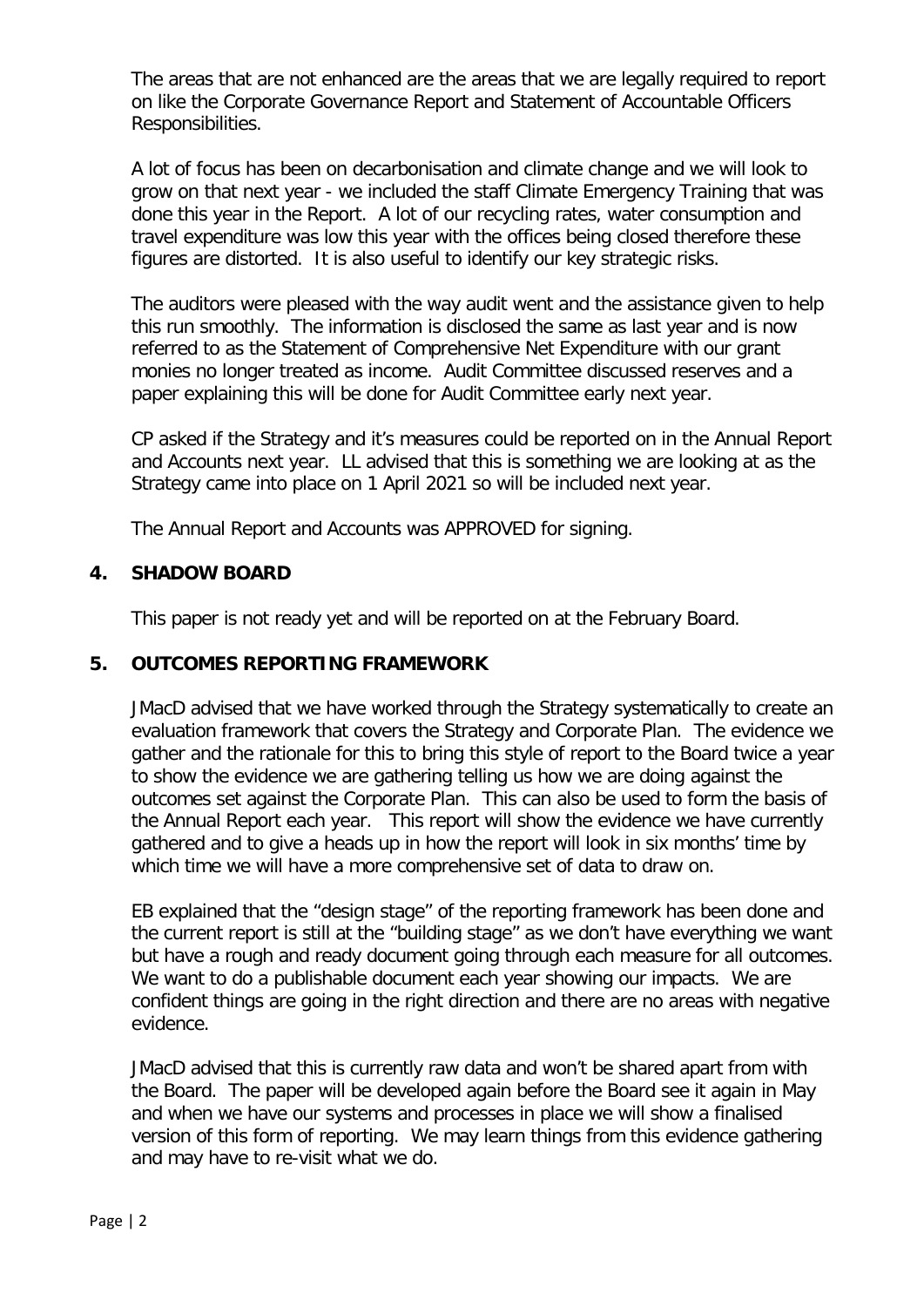The areas that are not enhanced are the areas that we are legally required to report on like the Corporate Governance Report and Statement of Accountable Officers Responsibilities.

A lot of focus has been on decarbonisation and climate change and we will look to grow on that next year - we included the staff Climate Emergency Training that was done this year in the Report. A lot of our recycling rates, water consumption and travel expenditure was low this year with the offices being closed therefore these figures are distorted. It is also useful to identify our key strategic risks.

The auditors were pleased with the way audit went and the assistance given to help this run smoothly. The information is disclosed the same as last year and is now referred to as the Statement of Comprehensive Net Expenditure with our grant monies no longer treated as income. Audit Committee discussed reserves and a paper explaining this will be done for Audit Committee early next year.

CP asked if the Strategy and it's measures could be reported on in the Annual Report and Accounts next year. LL advised that this is something we are looking at as the Strategy came into place on 1 April 2021 so will be included next year.

The Annual Report and Accounts was APPROVED for signing.

## 4. SHADOW BOARD

This paper is not ready yet and will be reported on at the February Board.

## 5. OUTCOMES REPORTING FRAMEWORK

JMacD advised that we have worked through the Strategy systematically to create an evaluation framework that covers the Strategy and Corporate Plan. The evidence we gather and the rationale for this to bring this style of report to the Board twice a year to show the evidence we are gathering telling us how we are doing against the outcomes set against the Corporate Plan. This can also be used to form the basis of the Annual Report each year. This report will show the evidence we have currently gathered and to give a heads up in how the report will look in six months' time by which time we will have a more comprehensive set of data to draw on.

EB explained that the "design stage" of the reporting framework has been done and the current report is still at the "building stage" as we don't have everything we want but have a rough and ready document going through each measure for all outcomes. We want to do a publishable document each year showing our impacts. We are confident things are going in the right direction and there are no areas with negative evidence.

JMacD advised that this is currently raw data and won't be shared apart from with the Board. The paper will be developed again before the Board see it again in May and when we have our systems and processes in place we will show a finalised version of this form of reporting. We may learn things from this evidence gathering and may have to re-visit what we do.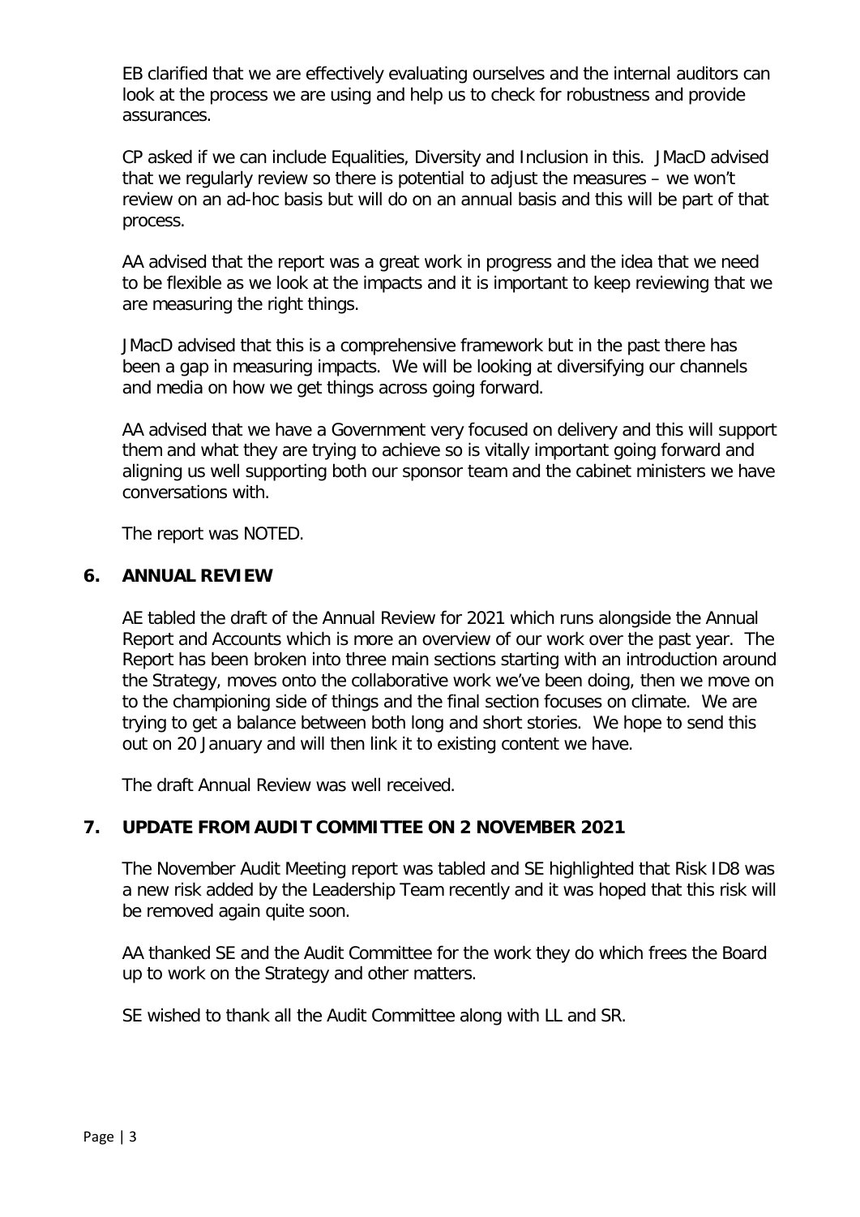EB clarified that we are effectively evaluating ourselves and the internal auditors can look at the process we are using and help us to check for robustness and provide assurances.

CP asked if we can include Equalities, Diversity and Inclusion in this. JMacD advised that we regularly review so there is potential to adjust the measures – we won't review on an ad-hoc basis but will do on an annual basis and this will be part of that process.

AA advised that the report was a great work in progress and the idea that we need to be flexible as we look at the impacts and it is important to keep reviewing that we are measuring the right things.

JMacD advised that this is a comprehensive framework but in the past there has been a gap in measuring impacts. We will be looking at diversifying our channels and media on how we get things across going forward.

AA advised that we have a Government very focused on delivery and this will support them and what they are trying to achieve so is vitally important going forward and aligning us well supporting both our sponsor team and the cabinet ministers we have conversations with.

The report was NOTED.

## 6. ANNUAL REVIEW

AE tabled the draft of the Annual Review for 2021 which runs alongside the Annual Report and Accounts which is more an overview of our work over the past year. The Report has been broken into three main sections starting with an introduction around the Strategy, moves onto the collaborative work we've been doing, then we move on to the championing side of things and the final section focuses on climate. We are trying to get a balance between both long and short stories. We hope to send this out on 20 January and will then link it to existing content we have.

The draft Annual Review was well received.

## 7. UPDATE FROM AUDIT COMMITTEE ON 2 NOVEMBER 2021

The November Audit Meeting report was tabled and SE highlighted that Risk ID8 was a new risk added by the Leadership Team recently and it was hoped that this risk will be removed again quite soon.

AA thanked SE and the Audit Committee for the work they do which frees the Board up to work on the Strategy and other matters.

SE wished to thank all the Audit Committee along with LL and SR.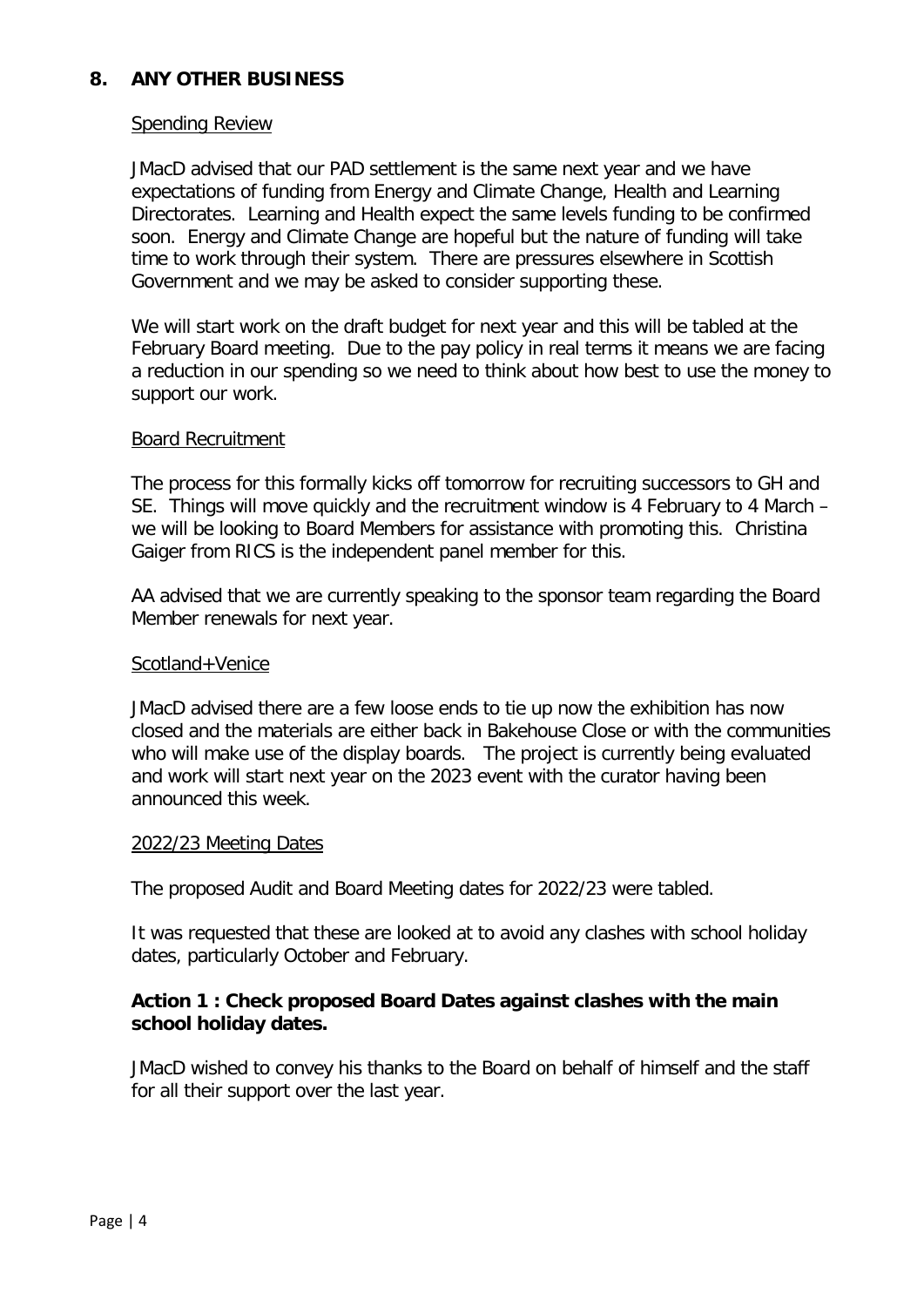## 8. ANY OTHER BUSINESS

### Spending Review

JMacD advised that our PAD settlement is the same next year and we have expectations of funding from Energy and Climate Change, Health and Learning Directorates. Learning and Health expect the same levels funding to be confirmed soon. Energy and Climate Change are hopeful but the nature of funding will take time to work through their system. There are pressures elsewhere in Scottish Government and we may be asked to consider supporting these.

We will start work on the draft budget for next year and this will be tabled at the February Board meeting. Due to the pay policy in real terms it means we are facing a reduction in our spending so we need to think about how best to use the money to support our work.

### Board Recruitment

The process for this formally kicks off tomorrow for recruiting successors to GH and SE. Things will move quickly and the recruitment window is 4 February to 4 March – we will be looking to Board Members for assistance with promoting this. Christina Gaiger from RICS is the independent panel member for this.

AA advised that we are currently speaking to the sponsor team regarding the Board Member renewals for next year.

### Scotland+Venice

JMacD advised there are a few loose ends to tie up now the exhibition has now closed and the materials are either back in Bakehouse Close or with the communities who will make use of the display boards. The project is currently being evaluated and work will start next year on the 2023 event with the curator having been announced this week.

### 2022/23 Meeting Dates

The proposed Audit and Board Meeting dates for 2022/23 were tabled.

It was requested that these are looked at to avoid any clashes with school holiday dates, particularly October and February.

**Action 1 : Check proposed Board Dates against clashes with the main school holiday dates.**

JMacD wished to convey his thanks to the Board on behalf of himself and the staff for all their support over the last year.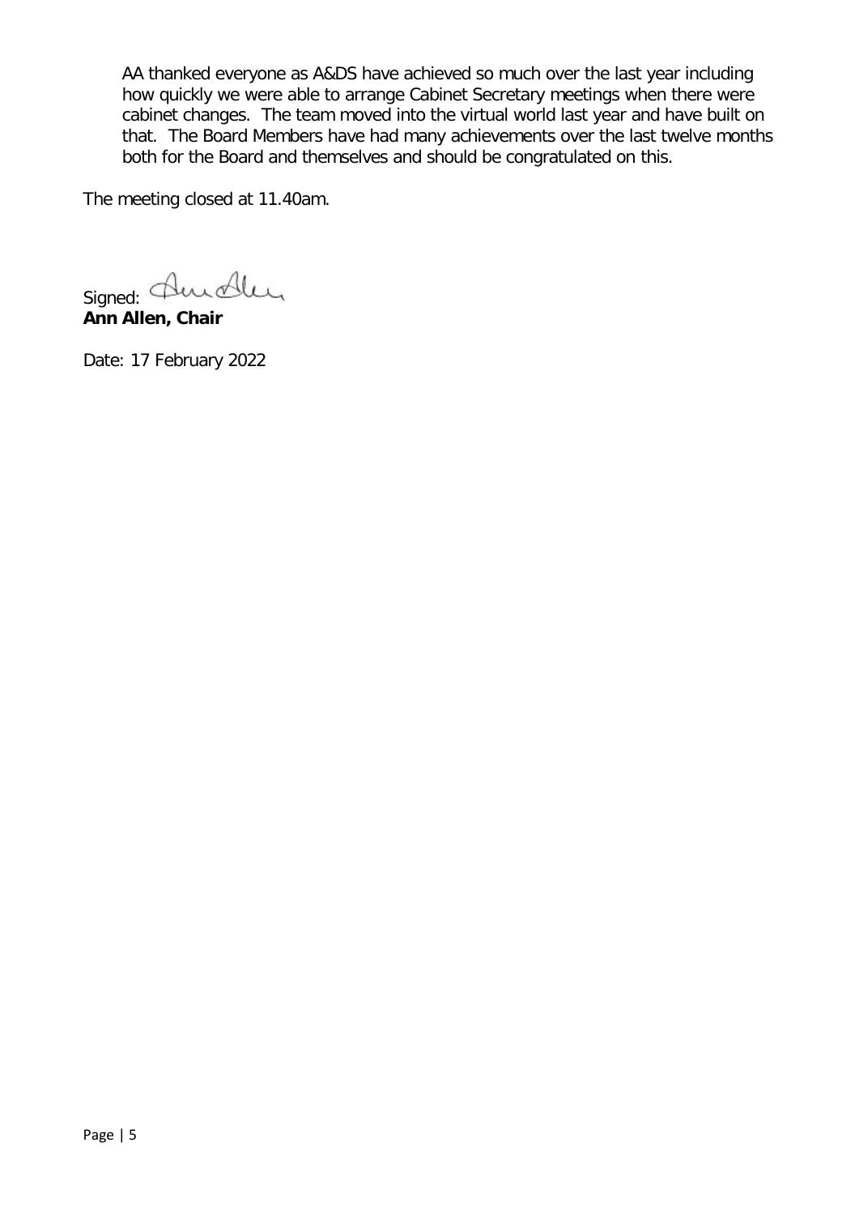AA thanked everyone as A&DS have achieved so much over the last year including how quickly we were able to arrange Cabinet Secretary meetings when there were cabinet changes. The team moved into the virtual world last year and have built on that. The Board Members have had many achievements over the last twelve months both for the Board and themselves and should be congratulated on this.

The meeting closed at 11.40am.

Signed:

**Ann Allen, Chair**

Date: 17 February 2022